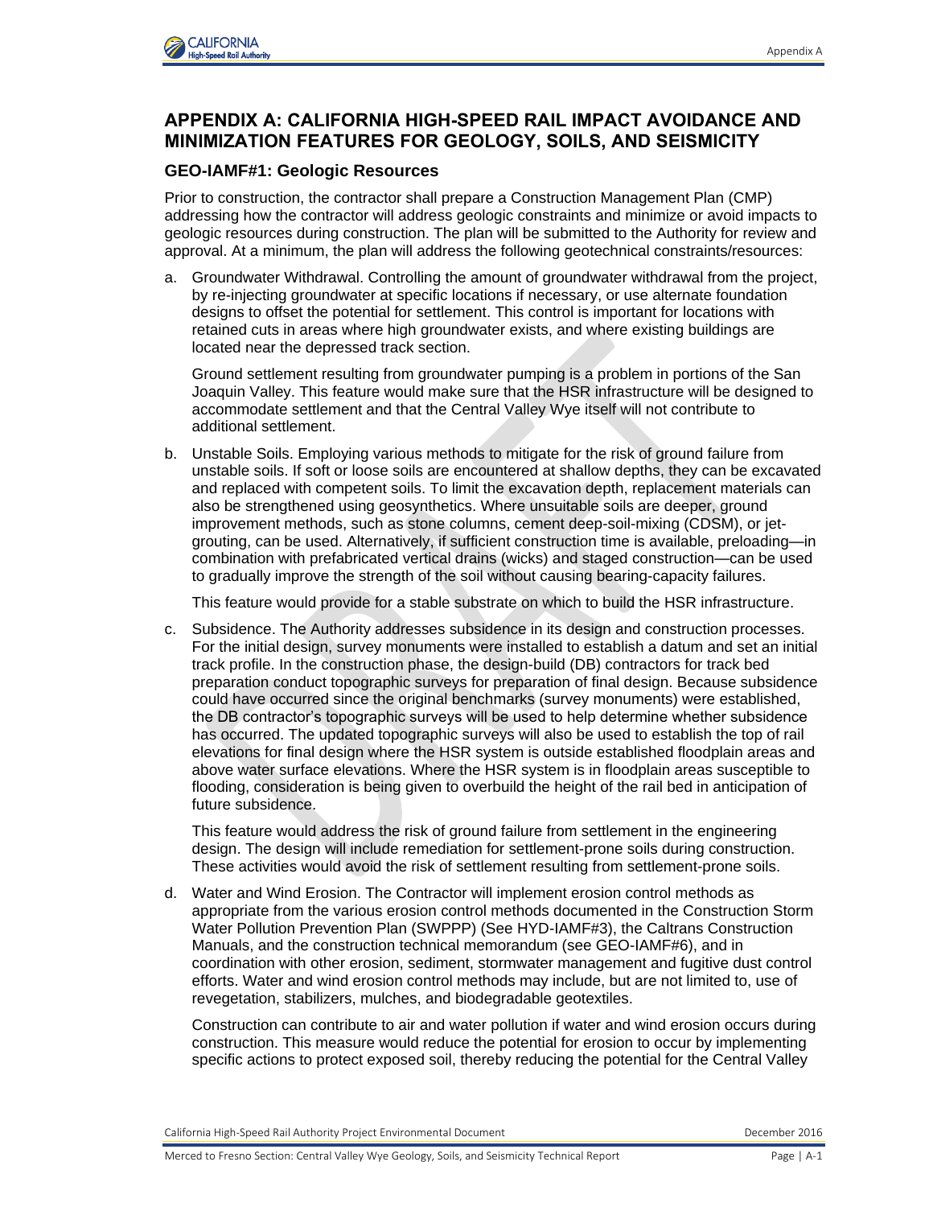# APPENDIX A: CALIFORNIA HIGH-SPEED RAIL IMPACT AVOIDANCE AND MINIMIZATION FEATURES FOR GEOLOGY, SOILS, AND SEISMICITY

## GEO-IAMF#1: Geologic Resources

Prior to construction, the contractor shall prepare a Construction Management Plan (CMP) addressing how the contractor will address geologic constraints and minimize or avoid impacts to geologic resources during construction. The plan will be submitted to the Authority for review and approval. At a minimum, the plan will address the following geotechnical constraints/resources:

a. Groundwater Withdrawal. Controlling the amount of groundwater withdrawal from the project, by re-injecting groundwater at specific locations if necessary, or use alternate foundation designs to offset the potential for settlement. This control is important for locations with retained cuts in areas where high groundwater exists, and where existing buildings are located near the depressed track section.

   Ground settlement resulting from groundwater pumping is a problem in portions of the San Joaquin Valley. This feature would make sure that the HSR infrastructure will be designed to accommodate settlement and that the Central Valley Wye itself will not contribute to additional settlement.

b. Unstable Soils. Employing various methods to mitigate for the risk of ground failure from unstable soils. If soft or loose soils are encountered at shallow depths, they can be excavated and replaced with competent soils. To limit the excavation depth, replacement materials can also be strengthened using geosynthetics. Where unsuitable soils are deeper, ground improvement methods, such as stone columns, cement deep-soil-mixing (CDSM), or jet-grouting, can be used. Alternatively, if sufficient construction time is available, preloading—in combination with prefabricated vertical drains (wicks) and staged construction—can be used to gradually improve the strength of the soil without causing bearing-capacity failures.

   This feature would provide for a stable substrate on which to build the HSR infrastructure.

c. Subsidence. The Authority addresses subsidence in its design and construction processes. For the initial design, survey monuments were installed to establish a datum and set an initial track profile. In the construction phase, the design-build (DB) contractors for track bed preparation conduct topographic surveys for preparation of final design. Because subsidence could have occurred since the original benchmarks (survey monuments) were established, the DB contractor's topographic surveys will be used to help determine whether subsidence has occurred. The updated topographic surveys will also be used to establish the top of rail elevations for final design where the HSR system is outside established floodplain areas and above water surface elevations. Where the HSR system is in floodplain areas susceptible to flooding, consideration is being given to overbuild the height of the rail bed in anticipation of future subsidence.

   This feature would address the risk of ground failure from settlement in the engineering design. The design will include remediation for settlement-prone soils during construction. These activities would avoid the risk of settlement resulting from settlement-prone soils.

d. Water and Wind Erosion. The Contractor will implement erosion control methods as appropriate from the various erosion control methods documented in the Construction Storm Water Pollution Prevention Plan (SWPPP) (See HYD-IAMF#3), the Caltrans Construction Manuals, and the construction technical memorandum (see GEO-IAMF#6), and in coordination with other erosion, sediment, stormwater management and fugitive dust control efforts. Water and wind erosion control methods may include, but are not limited to, use of revegetation, stabilizers, mulches, and biodegradable geotextiles.

   Construction can contribute to air and water pollution if water and wind erosion occurs during construction. This measure would reduce the potential for erosion to occur by implementing specific actions to protect exposed soil, thereby reducing the potential for the Central Valley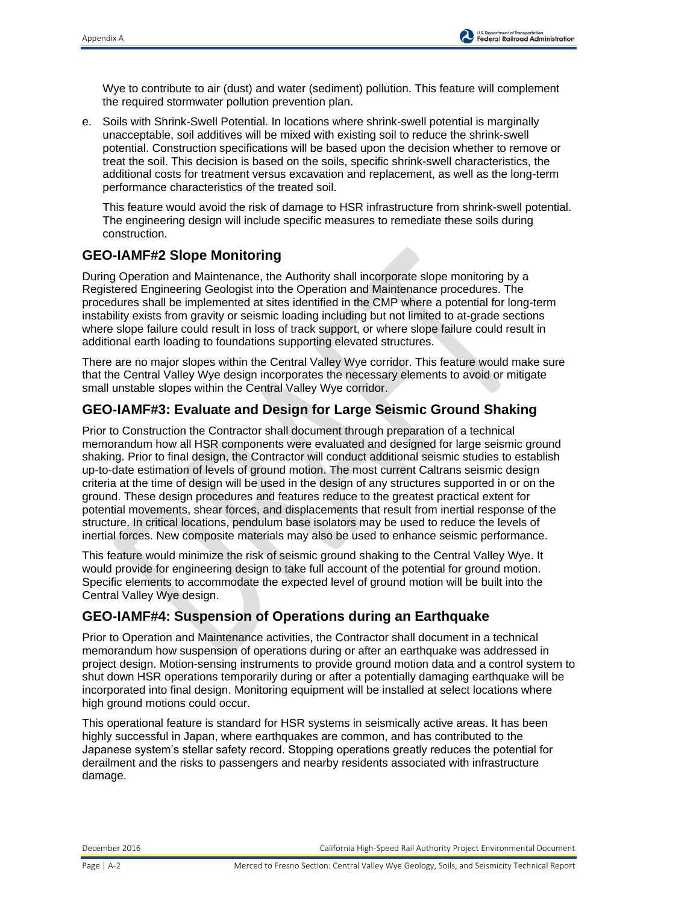Wye to contribute to air (dust) and water (sediment) pollution. This feature will complement the required stormwater pollution prevention plan.

e. Soils with Shrink-Swell Potential. In locations where shrink-swell potential is marginally unacceptable, soil additives will be mixed with existing soil to reduce the shrink-swell potential. Construction specifications will be based upon the decision whether to remove or treat the soil. This decision is based on the soils, specific shrink-swell characteristics, the additional costs for treatment versus excavation and replacement, as well as the long-term performance characteristics of the treated soil.

   This feature would avoid the risk of damage to HSR infrastructure from shrink-swell potential. The engineering design will include specific measures to remediate these soils during construction.

## GEO-IAMF#2 Slope Monitoring

During Operation and Maintenance, the Authority shall incorporate slope monitoring by a Registered Engineering Geologist into the Operation and Maintenance procedures. The procedures shall be implemented at sites identified in the CMP where a potential for long-term instability exists from gravity or seismic loading including but not limited to at-grade sections where slope failure could result in loss of track support, or where slope failure could result in additional earth loading to foundations supporting elevated structures.

There are no major slopes within the Central Valley Wye corridor. This feature would make sure that the Central Valley Wye design incorporates the necessary elements to avoid or mitigate small unstable slopes within the Central Valley Wye corridor.

## GEO-IAMF#3: Evaluate and Design for Large Seismic Ground Shaking

Prior to Construction the Contractor shall document through preparation of a technical memorandum how all HSR components were evaluated and designed for large seismic ground shaking. Prior to final design, the Contractor will conduct additional seismic studies to establish up-to-date estimation of levels of ground motion. The most current Caltrans seismic design criteria at the time of design will be used in the design of any structures supported in or on the ground. These design procedures and features reduce to the greatest practical extent for potential movements, shear forces, and displacements that result from inertial response of the structure. In critical locations, pendulum base isolators may be used to reduce the levels of inertial forces. New composite materials may also be used to enhance seismic performance.

This feature would minimize the risk of seismic ground shaking to the Central Valley Wye. It would provide for engineering design to take full account of the potential for ground motion. Specific elements to accommodate the expected level of ground motion will be built into the Central Valley Wye design.

## GEO-IAMF#4: Suspension of Operations during an Earthquake

Prior to Operation and Maintenance activities, the Contractor shall document in a technical memorandum how suspension of operations during or after an earthquake was addressed in project design. Motion-sensing instruments to provide ground motion data and a control system to shut down HSR operations temporarily during or after a potentially damaging earthquake will be incorporated into final design. Monitoring equipment will be installed at select locations where high ground motions could occur.

This operational feature is standard for HSR systems in seismically active areas. It has been highly successful in Japan, where earthquakes are common, and has contributed to the Japanese system's stellar safety record. Stopping operations greatly reduces the potential for derailment and the risks to passengers and nearby residents associated with infrastructure damage.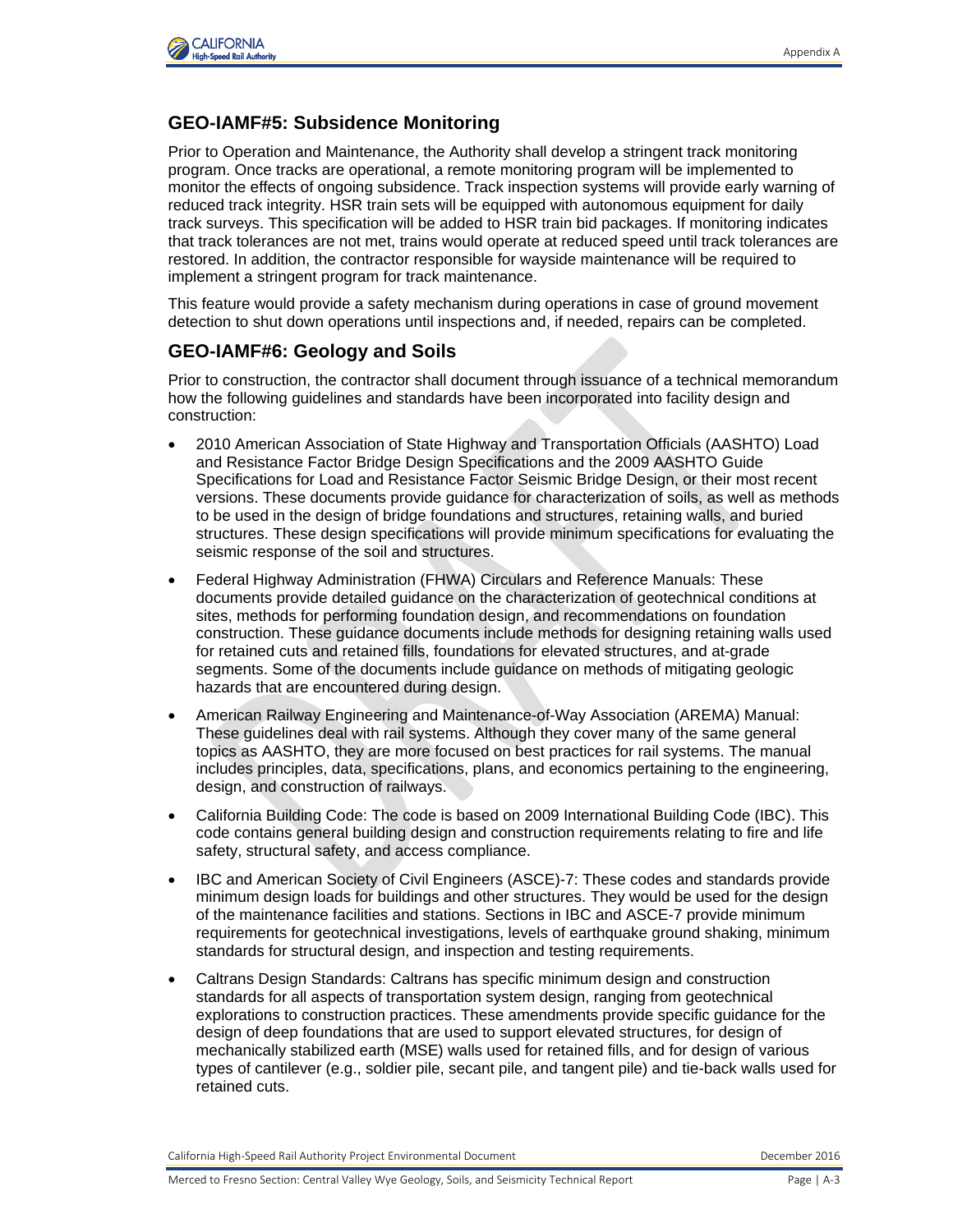## GEO-IAMF#5: Subsidence Monitoring

Prior to Operation and Maintenance, the Authority shall develop a stringent track monitoring program. Once tracks are operational, a remote monitoring program will be implemented to monitor the effects of ongoing subsidence. Track inspection systems will provide early warning of reduced track integrity. HSR train sets will be equipped with autonomous equipment for daily track surveys. This specification will be added to HSR train bid packages. If monitoring indicates that track tolerances are not met, trains would operate at reduced speed until track tolerances are restored. In addition, the contractor responsible for wayside maintenance will be required to implement a stringent program for track maintenance.

This feature would provide a safety mechanism during operations in case of ground movement detection to shut down operations until inspections and, if needed, repairs can be completed.

## GEO-IAMF#6: Geology and Soils

Prior to construction, the contractor shall document through issuance of a technical memorandum how the following guidelines and standards have been incorporated into facility design and construction:

- 2010 American Association of State Highway and Transportation Officials (AASHTO) Load and Resistance Factor Bridge Design Specifications and the 2009 AASHTO Guide Specifications for Load and Resistance Factor Seismic Bridge Design, or their most recent versions. These documents provide guidance for characterization of soils, as well as methods to be used in the design of bridge foundations and structures, retaining walls, and buried structures. These design specifications will provide minimum specifications for evaluating the seismic response of the soil and structures.
- Federal Highway Administration (FHWA) Circulars and Reference Manuals: These documents provide detailed guidance on the characterization of geotechnical conditions at sites, methods for performing foundation design, and recommendations on foundation construction. These guidance documents include methods for designing retaining walls used for retained cuts and retained fills, foundations for elevated structures, and at-grade segments. Some of the documents include guidance on methods of mitigating geologic hazards that are encountered during design.
- American Railway Engineering and Maintenance-of-Way Association (AREMA) Manual: These guidelines deal with rail systems. Although they cover many of the same general topics as AASHTO, they are more focused on best practices for rail systems. The manual includes principles, data, specifications, plans, and economics pertaining to the engineering, design, and construction of railways.
- California Building Code: The code is based on 2009 International Building Code (IBC). This code contains general building design and construction requirements relating to fire and life safety, structural safety, and access compliance.
- IBC and American Society of Civil Engineers (ASCE)-7: These codes and standards provide minimum design loads for buildings and other structures. They would be used for the design of the maintenance facilities and stations. Sections in IBC and ASCE-7 provide minimum requirements for geotechnical investigations, levels of earthquake ground shaking, minimum standards for structural design, and inspection and testing requirements.
- Caltrans Design Standards: Caltrans has specific minimum design and construction standards for all aspects of transportation system design, ranging from geotechnical explorations to construction practices. These amendments provide specific guidance for the design of deep foundations that are used to support elevated structures, for design of mechanically stabilized earth (MSE) walls used for retained fills, and for design of various types of cantilever (e.g., soldier pile, secant pile, and tangent pile) and tie-back walls used for retained cuts.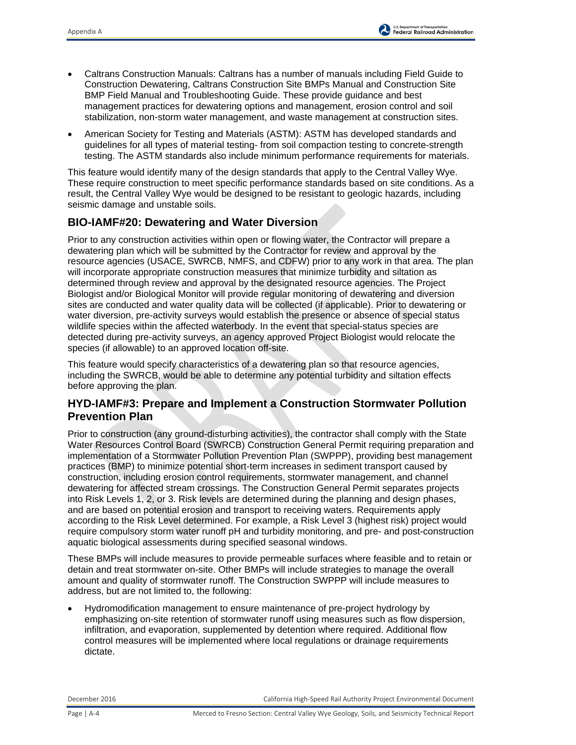- Caltrans Construction Manuals: Caltrans has a number of manuals including Field Guide to Construction Dewatering, Caltrans Construction Site BMPs Manual and Construction Site BMP Field Manual and Troubleshooting Guide. These provide guidance and best management practices for dewatering options and management, erosion control and soil stabilization, non-storm water management, and waste management at construction sites.
- American Society for Testing and Materials (ASTM): ASTM has developed standards and guidelines for all types of material testing- from soil compaction testing to concrete-strength testing. The ASTM standards also include minimum performance requirements for materials.

This feature would identify many of the design standards that apply to the Central Valley Wye. These require construction to meet specific performance standards based on site conditions. As a result, the Central Valley Wye would be designed to be resistant to geologic hazards, including seismic damage and unstable soils.

## BIO-IAMF#20: Dewatering and Water Diversion

Prior to any construction activities within open or flowing water, the Contractor will prepare a dewatering plan which will be submitted by the Contractor for review and approval by the resource agencies (USACE, SWRCB, NMFS, and CDFW) prior to any work in that area. The plan will incorporate appropriate construction measures that minimize turbidity and siltation as determined through review and approval by the designated resource agencies. The Project Biologist and/or Biological Monitor will provide regular monitoring of dewatering and diversion sites are conducted and water quality data will be collected (if applicable). Prior to dewatering or water diversion, pre-activity surveys would establish the presence or absence of special status wildlife species within the affected waterbody. In the event that special-status species are detected during pre-activity surveys, an agency approved Project Biologist would relocate the species (if allowable) to an approved location off-site.

This feature would specify characteristics of a dewatering plan so that resource agencies, including the SWRCB, would be able to determine any potential turbidity and siltation effects before approving the plan.

## HYD-IAMF#3: Prepare and Implement a Construction Stormwater Pollution Prevention Plan

Prior to construction (any ground-disturbing activities), the contractor shall comply with the State Water Resources Control Board (SWRCB) Construction General Permit requiring preparation and implementation of a Stormwater Pollution Prevention Plan (SWPPP), providing best management practices (BMP) to minimize potential short-term increases in sediment transport caused by construction, including erosion control requirements, stormwater management, and channel dewatering for affected stream crossings. The Construction General Permit separates projects into Risk Levels 1, 2, or 3. Risk levels are determined during the planning and design phases, and are based on potential erosion and transport to receiving waters. Requirements apply according to the Risk Level determined. For example, a Risk Level 3 (highest risk) project would require compulsory storm water runoff pH and turbidity monitoring, and pre- and post-construction aquatic biological assessments during specified seasonal windows.

These BMPs will include measures to provide permeable surfaces where feasible and to retain or detain and treat stormwater on-site. Other BMPs will include strategies to manage the overall amount and quality of stormwater runoff. The Construction SWPPP will include measures to address, but are not limited to, the following:

- Hydromodification management to ensure maintenance of pre-project hydrology by emphasizing on-site retention of stormwater runoff using measures such as flow dispersion, infiltration, and evaporation, supplemented by detention where required. Additional flow control measures will be implemented where local regulations or drainage requirements dictate.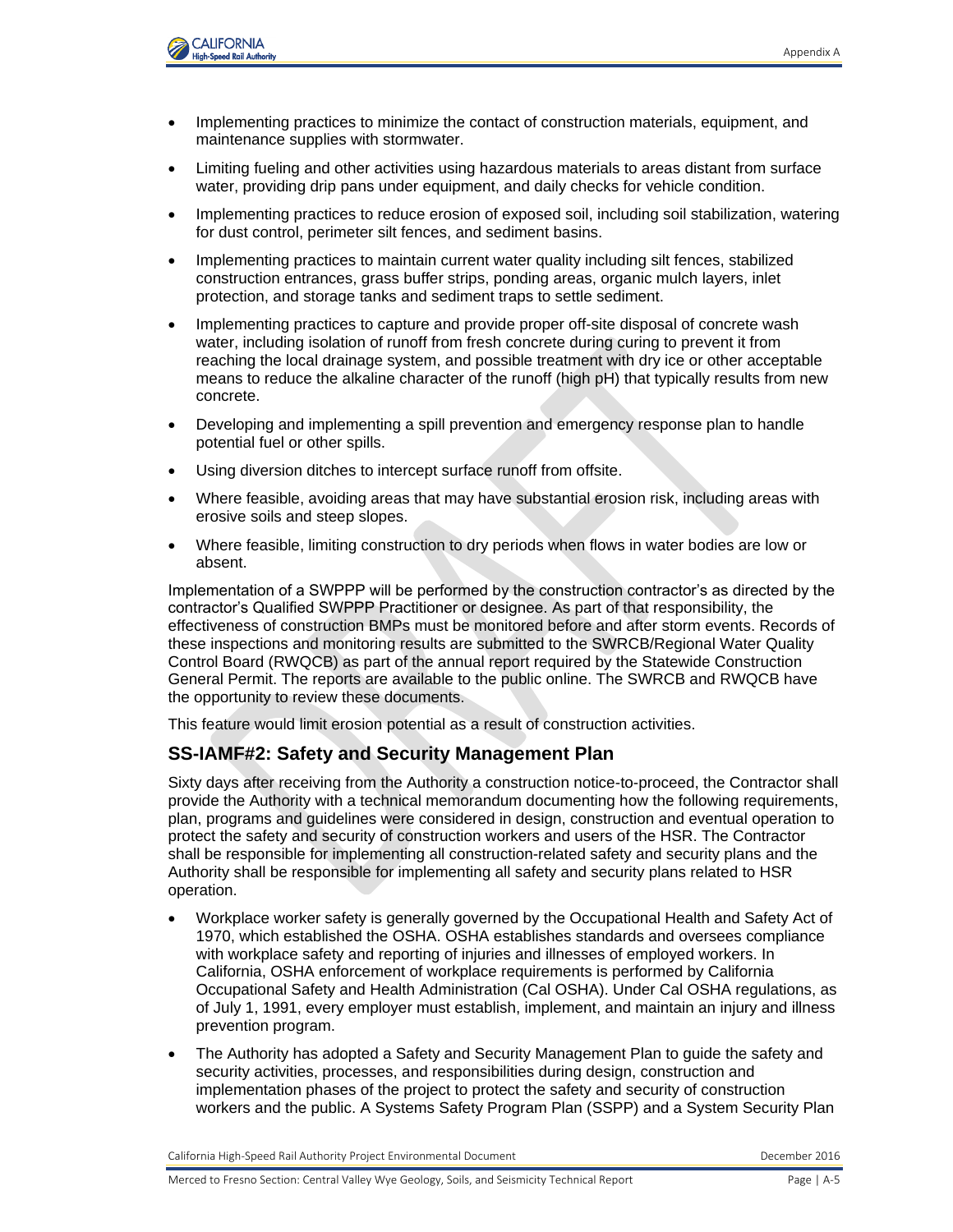- Implementing practices to minimize the contact of construction materials, equipment, and maintenance supplies with stormwater.
- Limiting fueling and other activities using hazardous materials to areas distant from surface water, providing drip pans under equipment, and daily checks for vehicle condition.
- Implementing practices to reduce erosion of exposed soil, including soil stabilization, watering for dust control, perimeter silt fences, and sediment basins.
- Implementing practices to maintain current water quality including silt fences, stabilized construction entrances, grass buffer strips, ponding areas, organic mulch layers, inlet protection, and storage tanks and sediment traps to settle sediment.
- Implementing practices to capture and provide proper off-site disposal of concrete wash water, including isolation of runoff from fresh concrete during curing to prevent it from reaching the local drainage system, and possible treatment with dry ice or other acceptable means to reduce the alkaline character of the runoff (high pH) that typically results from new concrete.
- Developing and implementing a spill prevention and emergency response plan to handle potential fuel or other spills.
- Using diversion ditches to intercept surface runoff from offsite.
- Where feasible, avoiding areas that may have substantial erosion risk, including areas with erosive soils and steep slopes.
- Where feasible, limiting construction to dry periods when flows in water bodies are low or absent.

Implementation of a SWPPP will be performed by the construction contractor's as directed by the contractor's Qualified SWPPP Practitioner or designee. As part of that responsibility, the effectiveness of construction BMPs must be monitored before and after storm events. Records of these inspections and monitoring results are submitted to the SWRCB/Regional Water Quality Control Board (RWQCB) as part of the annual report required by the Statewide Construction General Permit. The reports are available to the public online. The SWRCB and RWQCB have the opportunity to review these documents.

This feature would limit erosion potential as a result of construction activities.

## SS-IAMF#2: Safety and Security Management Plan

Sixty days after receiving from the Authority a construction notice-to-proceed, the Contractor shall provide the Authority with a technical memorandum documenting how the following requirements, plan, programs and guidelines were considered in design, construction and eventual operation to protect the safety and security of construction workers and users of the HSR. The Contractor shall be responsible for implementing all construction-related safety and security plans and the Authority shall be responsible for implementing all safety and security plans related to HSR operation.

- Workplace worker safety is generally governed by the Occupational Health and Safety Act of 1970, which established the OSHA. OSHA establishes standards and oversees compliance with workplace safety and reporting of injuries and illnesses of employed workers. In California, OSHA enforcement of workplace requirements is performed by California Occupational Safety and Health Administration (Cal OSHA). Under Cal OSHA regulations, as of July 1, 1991, every employer must establish, implement, and maintain an injury and illness prevention program.
- The Authority has adopted a Safety and Security Management Plan to guide the safety and security activities, processes, and responsibilities during design, construction and implementation phases of the project to protect the safety and security of construction workers and the public. A Systems Safety Program Plan (SSPP) and a System Security Plan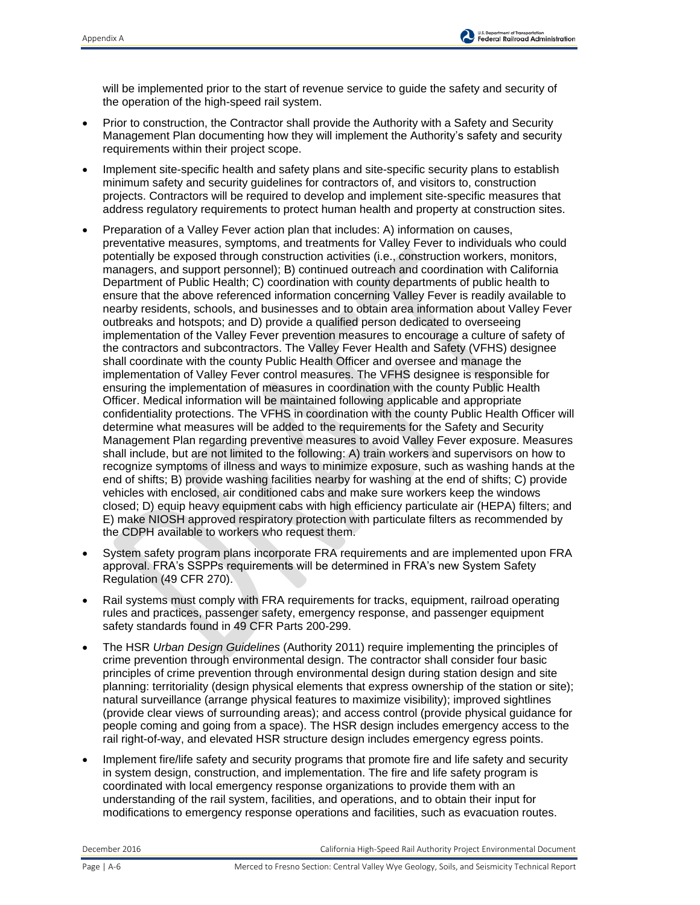will be implemented prior to the start of revenue service to guide the safety and security of the operation of the high-speed rail system.

- Prior to construction, the Contractor shall provide the Authority with a Safety and Security Management Plan documenting how they will implement the Authority's safety and security requirements within their project scope.
- Implement site-specific health and safety plans and site-specific security plans to establish minimum safety and security guidelines for contractors of, and visitors to, construction projects. Contractors will be required to develop and implement site-specific measures that address regulatory requirements to protect human health and property at construction sites.
- Preparation of a Valley Fever action plan that includes: A) information on causes, preventative measures, symptoms, and treatments for Valley Fever to individuals who could potentially be exposed through construction activities (i.e., construction workers, monitors, managers, and support personnel); B) continued outreach and coordination with California Department of Public Health; C) coordination with county departments of public health to ensure that the above referenced information concerning Valley Fever is readily available to nearby residents, schools, and businesses and to obtain area information about Valley Fever outbreaks and hotspots; and D) provide a qualified person dedicated to overseeing implementation of the Valley Fever prevention measures to encourage a culture of safety of the contractors and subcontractors. The Valley Fever Health and Safety (VFHS) designee shall coordinate with the county Public Health Officer and oversee and manage the implementation of Valley Fever control measures. The VFHS designee is responsible for ensuring the implementation of measures in coordination with the county Public Health Officer. Medical information will be maintained following applicable and appropriate confidentiality protections. The VFHS in coordination with the county Public Health Officer will determine what measures will be added to the requirements for the Safety and Security Management Plan regarding preventive measures to avoid Valley Fever exposure. Measures shall include, but are not limited to the following: A) train workers and supervisors on how to recognize symptoms of illness and ways to minimize exposure, such as washing hands at the end of shifts; B) provide washing facilities nearby for washing at the end of shifts; C) provide vehicles with enclosed, air conditioned cabs and make sure workers keep the windows closed; D) equip heavy equipment cabs with high efficiency particulate air (HEPA) filters; and E) make NIOSH approved respiratory protection with particulate filters as recommended by the CDPH available to workers who request them.
- System safety program plans incorporate FRA requirements and are implemented upon FRA approval. FRA's SSPPs requirements will be determined in FRA's new System Safety Regulation (49 CFR 270).
- Rail systems must comply with FRA requirements for tracks, equipment, railroad operating rules and practices, passenger safety, emergency response, and passenger equipment safety standards found in 49 CFR Parts 200-299.
- The HSR *Urban Design Guidelines* (Authority 2011) require implementing the principles of crime prevention through environmental design. The contractor shall consider four basic principles of crime prevention through environmental design during station design and site planning: territoriality (design physical elements that express ownership of the station or site); natural surveillance (arrange physical features to maximize visibility); improved sightlines (provide clear views of surrounding areas); and access control (provide physical guidance for people coming and going from a space). The HSR design includes emergency access to the rail right-of-way, and elevated HSR structure design includes emergency egress points.
- Implement fire/life safety and security programs that promote fire and life safety and security in system design, construction, and implementation. The fire and life safety program is coordinated with local emergency response organizations to provide them with an understanding of the rail system, facilities, and operations, and to obtain their input for modifications to emergency response operations and facilities, such as evacuation routes.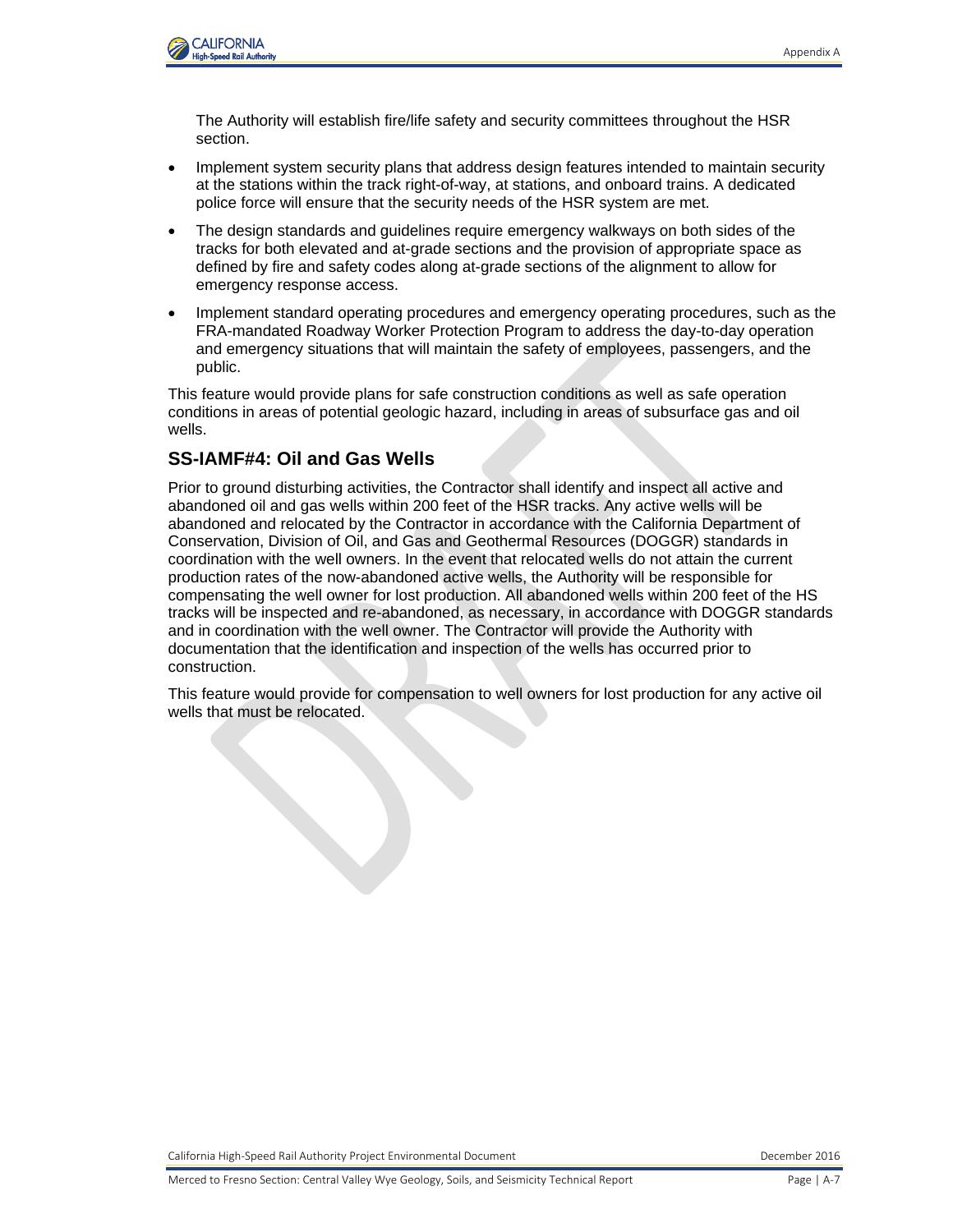The Authority will establish fire/life safety and security committees throughout the HSR section.

- Implement system security plans that address design features intended to maintain security at the stations within the track right-of-way, at stations, and onboard trains. A dedicated police force will ensure that the security needs of the HSR system are met.
- The design standards and guidelines require emergency walkways on both sides of the tracks for both elevated and at-grade sections and the provision of appropriate space as defined by fire and safety codes along at-grade sections of the alignment to allow for emergency response access.
- Implement standard operating procedures and emergency operating procedures, such as the FRA-mandated Roadway Worker Protection Program to address the day-to-day operation and emergency situations that will maintain the safety of employees, passengers, and the public.

This feature would provide plans for safe construction conditions as well as safe operation conditions in areas of potential geologic hazard, including in areas of subsurface gas and oil wells.

## SS-IAMF#4: Oil and Gas Wells

Prior to ground disturbing activities, the Contractor shall identify and inspect all active and abandoned oil and gas wells within 200 feet of the HSR tracks. Any active wells will be abandoned and relocated by the Contractor in accordance with the California Department of Conservation, Division of Oil, and Gas and Geothermal Resources (DOGGR) standards in coordination with the well owners. In the event that relocated wells do not attain the current production rates of the now-abandoned active wells, the Authority will be responsible for compensating the well owner for lost production. All abandoned wells within 200 feet of the HS tracks will be inspected and re-abandoned, as necessary, in accordance with DOGGR standards and in coordination with the well owner. The Contractor will provide the Authority with documentation that the identification and inspection of the wells has occurred prior to construction.

This feature would provide for compensation to well owners for lost production for any active oil wells that must be relocated.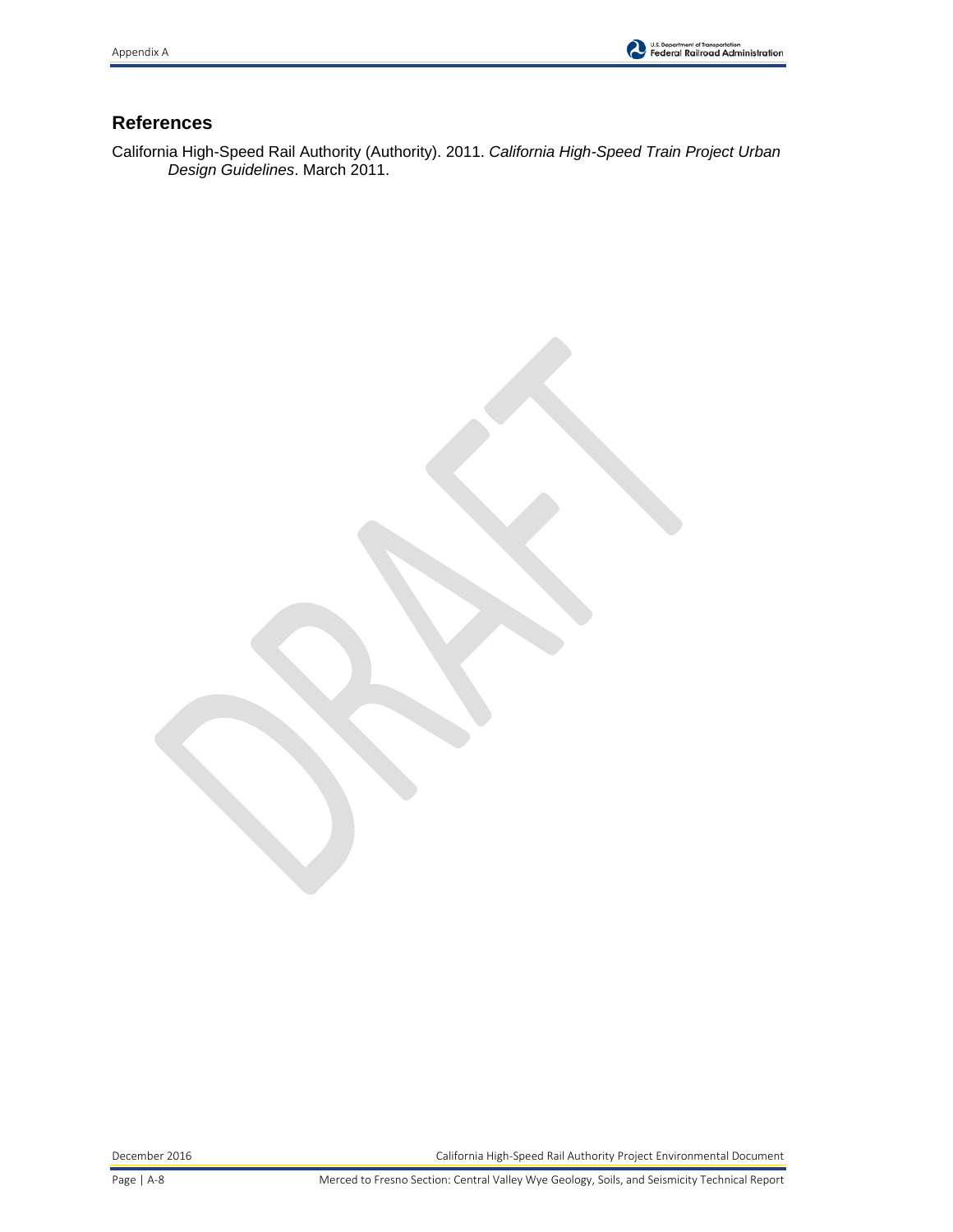## References

California High-Speed Rail Authority (Authority). 2011. *California High-Speed Train Project Urban Design Guidelines*. March 2011.